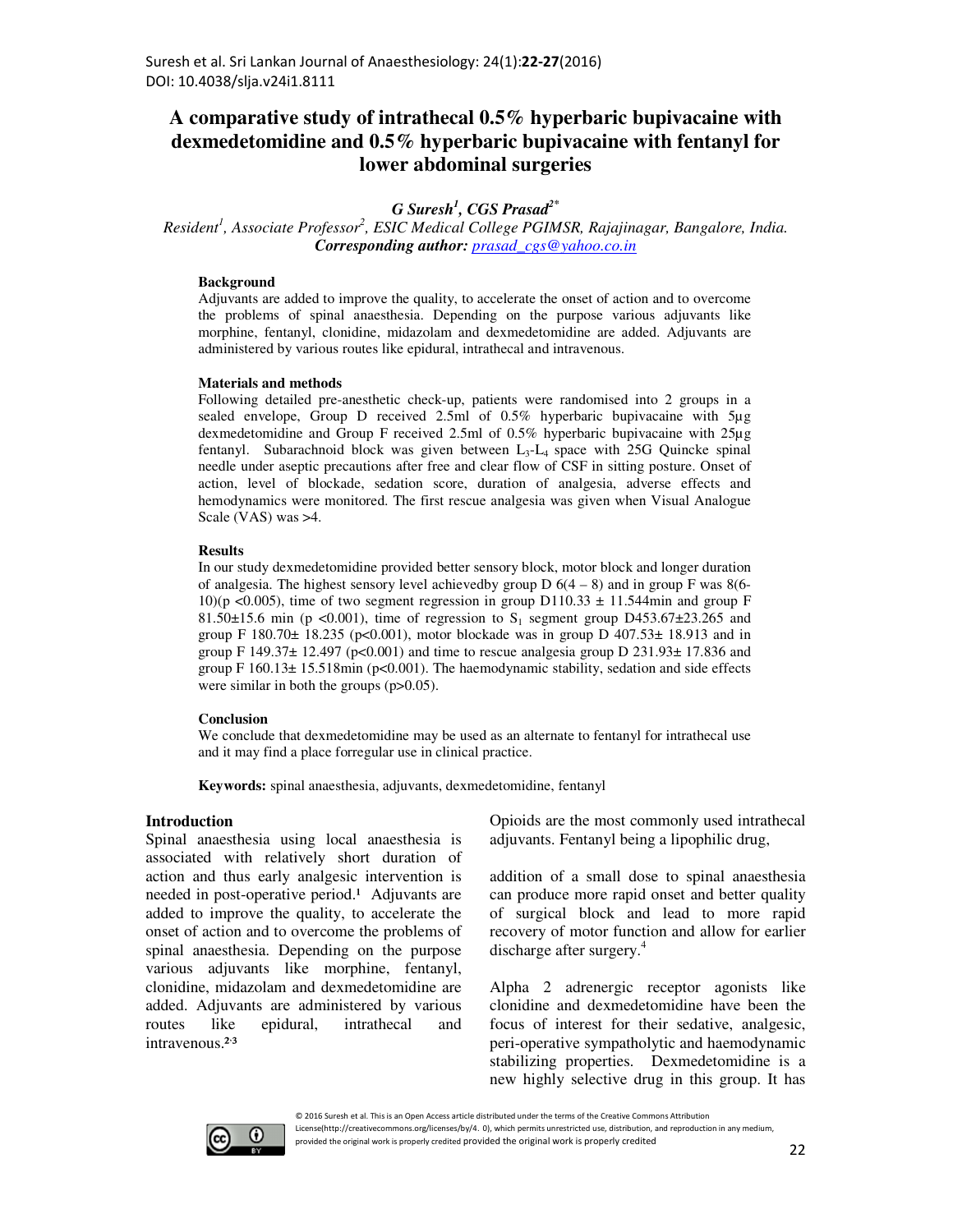# A comparative study of intrathecal 0.5% hyperbaric bupivacaine with dexmedetomidine and 0.5% hyperbaric bupivacaine with fentanyl for lower abdominal surgeries

***G Suresh[1], CGS Prasad[2*]***

*Resident[1], Associate Professor[2], ESIC Medical College PGIMSR, Rajajinagar, Bangalore, India.*
***Corresponding author:** prasad_cgs@yahoo.co.in*

### Background

Adjuvants are added to improve the quality, to accelerate the onset of action and to overcome the problems of spinal anaesthesia. Depending on the purpose various adjuvants like morphine, fentanyl, clonidine, midazolam and dexmedetomidine are added. Adjuvants are administered by various routes like epidural, intrathecal and intravenous.

### Materials and methods

Following detailed pre-anesthetic check-up, patients were randomised into 2 groups in a sealed envelope, Group D received 2.5ml of 0.5% hyperbaric bupivacaine with 5µg dexmedetomidine and Group F received 2.5ml of 0.5% hyperbaric bupivacaine with 25µg fentanyl. Subarachnoid block was given between $L_3$-$L_4$ space with 25G Quincke spinal needle under aseptic precautions after free and clear flow of CSF in sitting posture. Onset of action, level of blockade, sedation score, duration of analgesia, adverse effects and hemodynamics were monitored. The first rescue analgesia was given when Visual Analogue Scale (VAS) was >4.

### Results

In our study dexmedetomidine provided better sensory block, motor block and longer duration of analgesia. The highest sensory level achievedby group D 6(4 – 8) and in group F was 8(6-10)(p <0.005), time of two segment regression in group D110.33 ± 11.544min and group F 81.50±15.6 min (p <0.001), time of regression to $S_1$ segment group D453.67±23.265 and group F 180.70± 18.235 (p<0.001), motor blockade was in group D 407.53± 18.913 and in group F 149.37± 12.497 (p<0.001) and time to rescue analgesia group D 231.93± 17.836 and group F 160.13± 15.518min (p<0.001). The haemodynamic stability, sedation and side effects were similar in both the groups (p>0.05).

### Conclusion

We conclude that dexmedetomidine may be used as an alternate to fentanyl for intrathecal use and it may find a place forregular use in clinical practice.

**Keywords:** spinal anaesthesia, adjuvants, dexmedetomidine, fentanyl

## Introduction

Spinal anaesthesia using local anaesthesia is associated with relatively short duration of action and thus early analgesic intervention is needed in post-operative period.[1] Adjuvants are added to improve the quality, to accelerate the onset of action and to overcome the problems of spinal anaesthesia. Depending on the purpose various adjuvants like morphine, fentanyl, clonidine, midazolam and dexmedetomidine are added. Adjuvants are administered by various routes like epidural, intrathecal and intravenous.[2,3]

Opioids are the most commonly used intrathecal adjuvants. Fentanyl being a lipophilic drug, addition of a small dose to spinal anaesthesia can produce more rapid onset and better quality of surgical block and lead to more rapid recovery of motor function and allow for earlier discharge after surgery.[4]

Alpha 2 adrenergic receptor agonists like clonidine and dexmedetomidine have been the focus of interest for their sedative, analgesic, peri-operative sympatholytic and haemodynamic stabilizing properties. Dexmedetomidine is a new highly selective drug in this group. It has

© 2016 Suresh et al. This is an Open Access article distributed under the terms of the Creative Commons Attribution License(http://creativecommons.org/licenses/by/4. 0), which permits unrestricted use, distribution, and reproduction in any medium, provided the original work is properly credited provided the original work is properly credited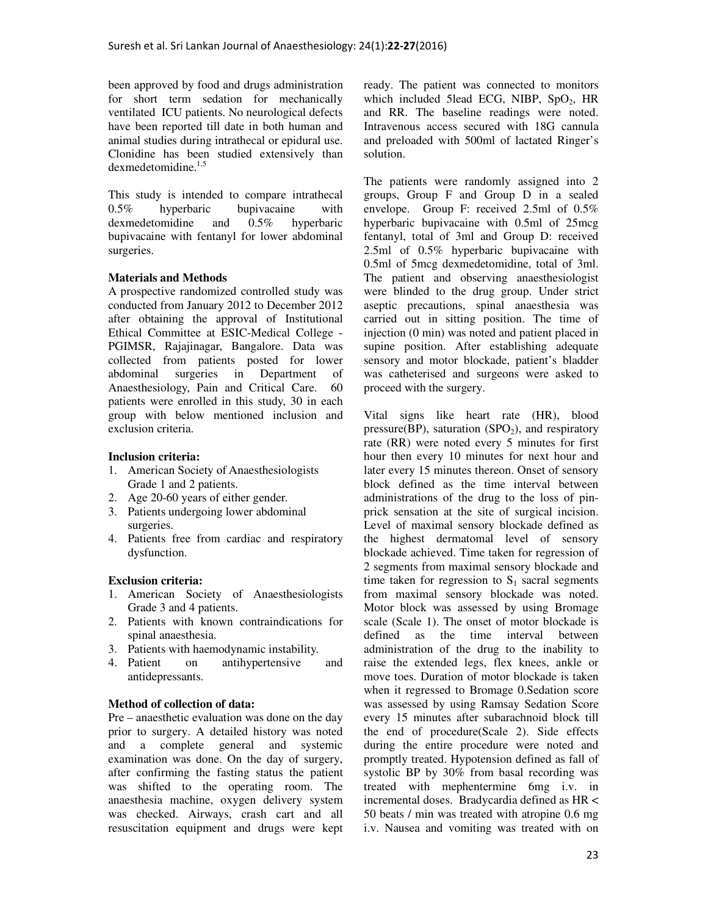been approved by food and drugs administration for short term sedation for mechanically ventilated ICU patients. No neurological defects have been reported till date in both human and animal studies during intrathecal or epidural use. Clonidine has been studied extensively than dexmedetomidine.[1,5]

This study is intended to compare intrathecal 0.5% hyperbaric bupivacaine with dexmedetomidine and 0.5% hyperbaric bupivacaine with fentanyl for lower abdominal surgeries.

**Materials and Methods**

A prospective randomized controlled study was conducted from January 2012 to December 2012 after obtaining the approval of Institutional Ethical Committee at ESIC-Medical College - PGIMSR, Rajajinagar, Bangalore. Data was collected from patients posted for lower abdominal surgeries in Department of Anaesthesiology, Pain and Critical Care. 60 patients were enrolled in this study, 30 in each group with below mentioned inclusion and exclusion criteria.

**Inclusion criteria:**

1. American Society of Anaesthesiologists Grade 1 and 2 patients.
2. Age 20-60 years of either gender.
3. Patients undergoing lower abdominal surgeries.
4. Patients free from cardiac and respiratory dysfunction.

**Exclusion criteria:**

1. American Society of Anaesthesiologists Grade 3 and 4 patients.
2. Patients with known contraindications for spinal anaesthesia.
3. Patients with haemodynamic instability.
4. Patient on antihypertensive and antidepressants.

**Method of collection of data:**

Pre – anaesthetic evaluation was done on the day prior to surgery. A detailed history was noted and a complete general and systemic examination was done. On the day of surgery, after confirming the fasting status the patient was shifted to the operating room. The anaesthesia machine, oxygen delivery system was checked. Airways, crash cart and all resuscitation equipment and drugs were kept ready. The patient was connected to monitors which included 5lead ECG, NIBP, $SpO_2$, HR and RR. The baseline readings were noted. Intravenous access secured with 18G cannula and preloaded with 500ml of lactated Ringer's solution.

The patients were randomly assigned into 2 groups, Group F and Group D in a sealed envelope. Group F: received 2.5ml of 0.5% hyperbaric bupivacaine with 0.5ml of 25mcg fentanyl, total of 3ml and Group D: received 2.5ml of 0.5% hyperbaric bupivacaine with 0.5ml of 5mcg dexmedetomidine, total of 3ml. The patient and observing anaesthesiologist were blinded to the drug group. Under strict aseptic precautions, spinal anaesthesia was carried out in sitting position. The time of injection (0 min) was noted and patient placed in supine position. After establishing adequate sensory and motor blockade, patient's bladder was catheterised and surgeons were asked to proceed with the surgery.

Vital signs like heart rate (HR), blood pressure(BP), saturation ($SPO_2$), and respiratory rate (RR) were noted every 5 minutes for first hour then every 10 minutes for next hour and later every 15 minutes thereon. Onset of sensory block defined as the time interval between administrations of the drug to the loss of pin-prick sensation at the site of surgical incision. Level of maximal sensory blockade defined as the highest dermatomal level of sensory blockade achieved. Time taken for regression of 2 segments from maximal sensory blockade and time taken for regression to $S_1$ sacral segments from maximal sensory blockade was noted. Motor block was assessed by using Bromage scale (Scale 1). The onset of motor blockade is defined as the time interval between administration of the drug to the inability to raise the extended legs, flex knees, ankle or move toes. Duration of motor blockade is taken when it regressed to Bromage 0.Sedation score was assessed by using Ramsay Sedation Score every 15 minutes after subarachnoid block till the end of procedure(Scale 2). Side effects during the entire procedure were noted and promptly treated. Hypotension defined as fall of systolic BP by 30% from basal recording was treated with mephentermine 6mg i.v. in incremental doses. Bradycardia defined as HR < 50 beats / min was treated with atropine 0.6 mg i.v. Nausea and vomiting was treated with on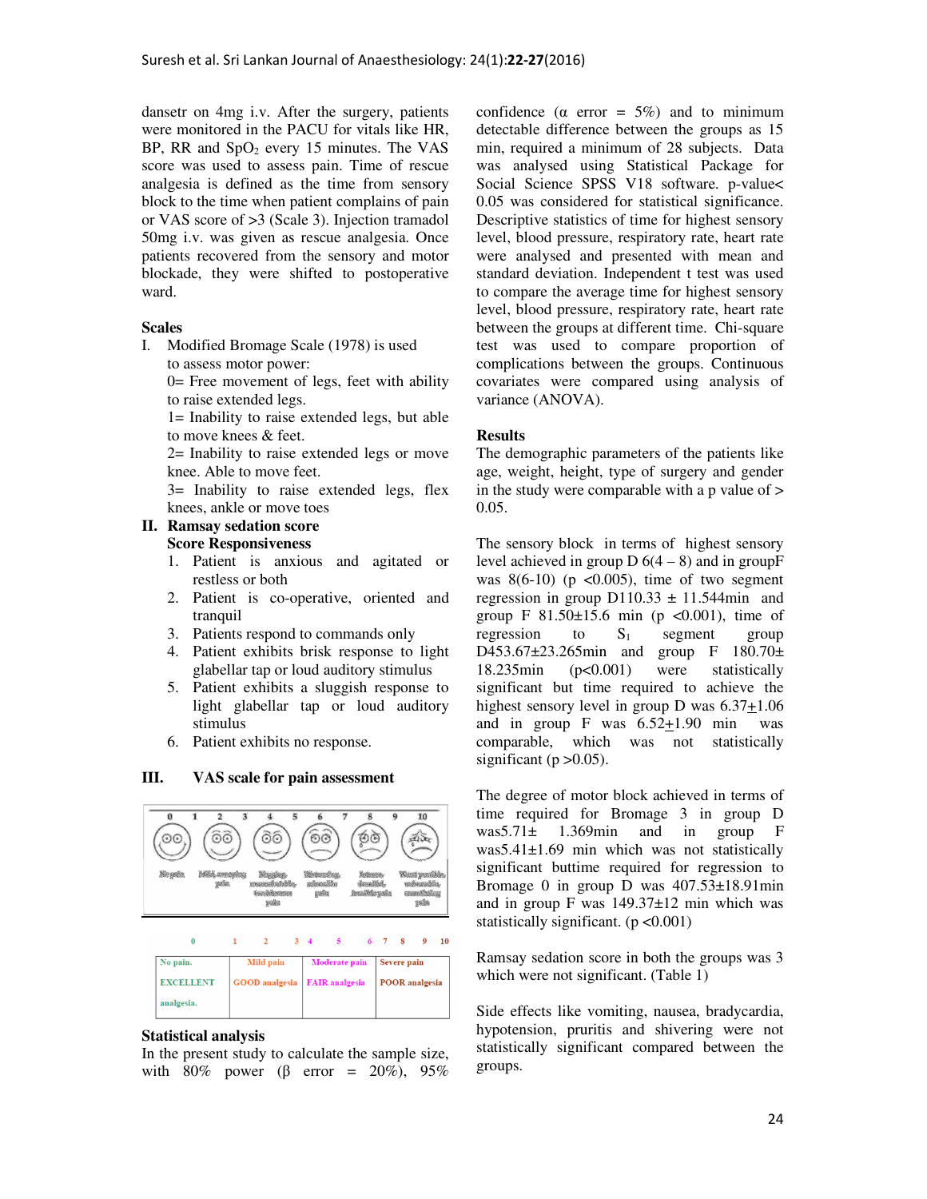dansetr on 4mg i.v. After the surgery, patients were monitored in the PACU for vitals like HR, BP, RR and $SpO_2$ every 15 minutes. The VAS score was used to assess pain. Time of rescue analgesia is defined as the time from sensory block to the time when patient complains of pain or VAS score of >3 (Scale 3). Injection tramadol 50mg i.v. was given as rescue analgesia. Once patients recovered from the sensory and motor blockade, they were shifted to postoperative ward.

**Scales**

I. Modified Bromage Scale (1978) is used to assess motor power:
   0= Free movement of legs, feet with ability to raise extended legs.
   1= Inability to raise extended legs, but able to move knees & feet.
   2= Inability to raise extended legs or move knee. Able to move feet.
   3= Inability to raise extended legs, flex knees, ankle or move toes

**II. Ramsay sedation score**

**Score Responsiveness**

1. Patient is anxious and agitated or restless or both
2. Patient is co-operative, oriented and tranquil
3. Patients respond to commands only
4. Patient exhibits brisk response to light glabellar tap or loud auditory stimulus
5. Patient exhibits a sluggish response to light glabellar tap or loud auditory stimulus
6. Patient exhibits no response.

**III. VAS scale for pain assessment**

| 0 | 1 2 3 | 4 5 6 | 7 8 9 10 |
|---|---|---|---|
| No pain. EXCELLENT analgesia. | Mild pain GOOD analgesia | Moderate pain FAIR analgesia | Severe pain POOR analgesia |

**Statistical analysis**

In the present study to calculate the sample size, with 80% power (β error = 20%), 95% confidence (α error = 5%) and to minimum detectable difference between the groups as 15 min, required a minimum of 28 subjects. Data was analysed using Statistical Package for Social Science SPSS V18 software. p-value< 0.05 was considered for statistical significance. Descriptive statistics of time for highest sensory level, blood pressure, respiratory rate, heart rate were analysed and presented with mean and standard deviation. Independent t test was used to compare the average time for highest sensory level, blood pressure, respiratory rate, heart rate between the groups at different time. Chi-square test was used to compare proportion of complications between the groups. Continuous covariates were compared using analysis of variance (ANOVA).

**Results**

The demographic parameters of the patients like age, weight, height, type of surgery and gender in the study were comparable with a p value of > 0.05.

The sensory block in terms of highest sensory level achieved in group D 6(4 – 8) and in groupF was 8(6-10) (p <0.005), time of two segment regression in group D110.33 ± 11.544min and group F 81.50±15.6 min (p <0.001), time of regression to $S_1$ segment group D453.67±23.265min and group F 180.70± 18.235min (p<0.001) were statistically significant but time required to achieve the highest sensory level in group D was 6.37±1.06 and in group F was 6.52±1.90 min was comparable, which was not statistically significant (p >0.05).

The degree of motor block achieved in terms of time required for Bromage 3 in group D was5.71± 1.369min and in group F was5.41±1.69 min which was not statistically significant buttime required for regression to Bromage 0 in group D was 407.53±18.91min and in group F was 149.37±12 min which was statistically significant. (p <0.001)

Ramsay sedation score in both the groups was 3 which were not significant. (Table 1)

Side effects like vomiting, nausea, bradycardia, hypotension, pruritis and shivering were not statistically significant compared between the groups.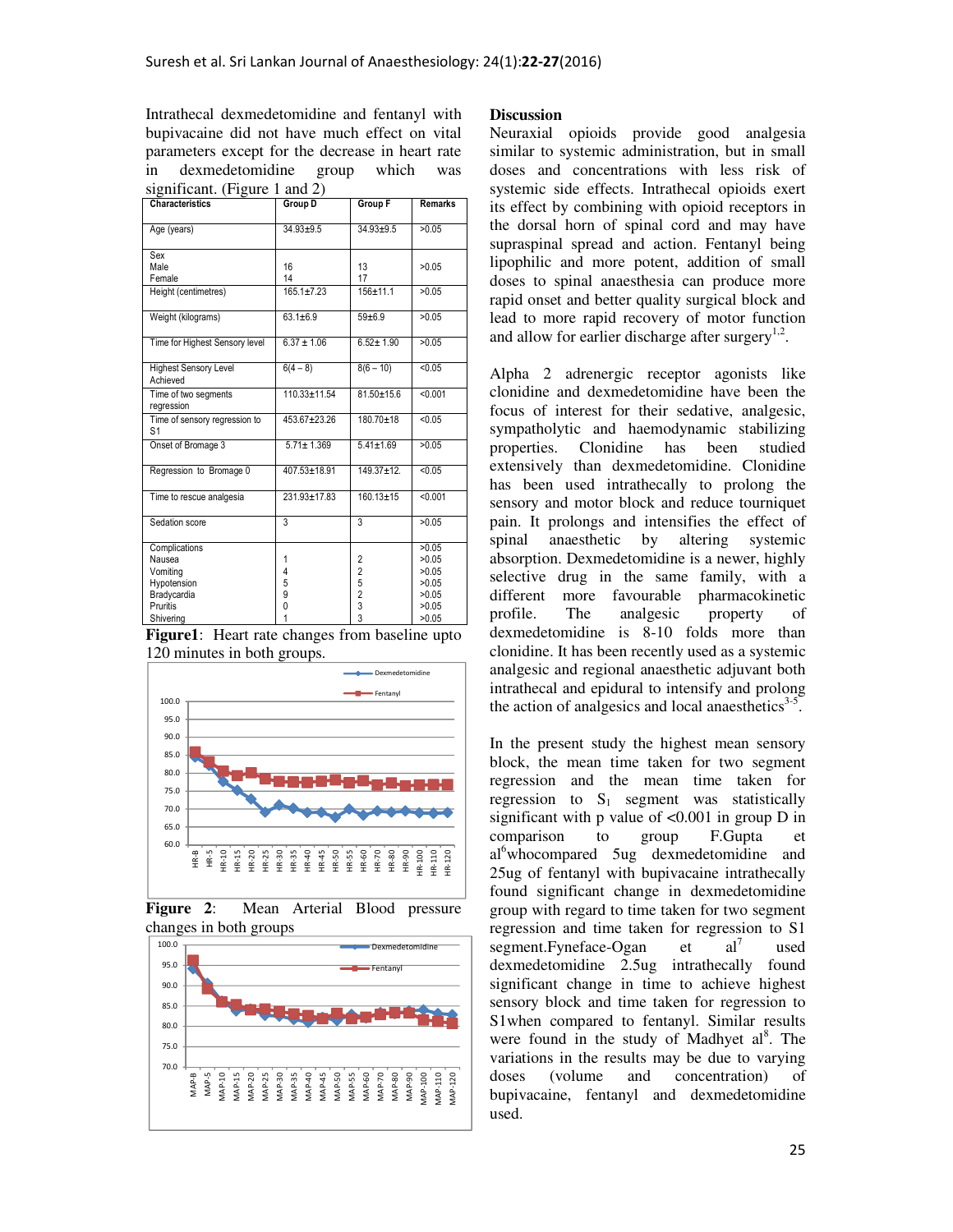Intrathecal dexmedetomidine and fentanyl with bupivacaine did not have much effect on vital parameters except for the decrease in heart rate in dexmedetomidine group which was significant. (Figure 1 and 2)

| Characteristics | Group D | Group F | Remarks |
|---|---|---|---|
| Age (years) | 34.93±9.5 | 34.93±9.5 | >0.05 |
| Sex<br>Male<br>Female | <br>16<br>14 | <br>13<br>17 | >0.05 |
| Height (centimetres) | 165.1±7.23 | 156±11.1 | >0.05 |
| Weight (kilograms) | 63.1±6.9 | 59±6.9 | >0.05 |
| Time for Highest Sensory level | 6.37 ± 1.06 | 6.52± 1.90 | >0.05 |
| Highest Sensory Level Achieved | 6(4 – 8) | 8(6 – 10) | <0.05 |
| Time of two segments regression | 110.33±11.54 | 81.50±15.6 | <0.001 |
| Time of sensory regression to S1 | 453.67±23.26 | 180.70±18 | <0.05 |
| Onset of Bromage 3 | 5.71± 1.369 | 5.41±1.69 | >0.05 |
| Regression to Bromage 0 | 407.53±18.91 | 149.37±12. | <0.05 |
| Time to rescue analgesia | 231.93±17.83 | 160.13±15 | <0.001 |
| Sedation score | 3 | 3 | >0.05 |
| Complications<br>Nausea<br>Vomiting<br>Hypotension<br>Bradycardia<br>Pruritis<br>Shivering | <br>1<br>4<br>5<br>9<br>0<br>1 | <br>2<br>2<br>5<br>2<br>3<br>3 | >0.05<br>>0.05<br>>0.05<br>>0.05<br>>0.05<br>>0.05<br>>0.05 |

**Figure1**: Heart rate changes from baseline upto 120 minutes in both groups.

**Figure 2**: Mean Arterial Blood pressure changes in both groups

## Discussion

Neuraxial opioids provide good analgesia similar to systemic administration, but in small doses and concentrations with less risk of systemic side effects. Intrathecal opioids exert its effect by combining with opioid receptors in the dorsal horn of spinal cord and may have supraspinal spread and action. Fentanyl being lipophilic and more potent, addition of small doses to spinal anaesthesia can produce more rapid onset and better quality surgical block and lead to more rapid recovery of motor function and allow for earlier discharge after surgery[1,2].

Alpha 2 adrenergic receptor agonists like clonidine and dexmedetomidine have been the focus of interest for their sedative, analgesic, sympatholytic and haemodynamic stabilizing properties. Clonidine has been studied extensively than dexmedetomidine. Clonidine has been used intrathecally to prolong the sensory and motor block and reduce tourniquet pain. It prolongs and intensifies the effect of spinal anaesthetic by altering systemic absorption. Dexmedetomidine is a newer, highly selective drug in the same family, with a different more favourable pharmacokinetic profile. The analgesic property of dexmedetomidine is 8-10 folds more than clonidine. It has been recently used as a systemic analgesic and regional anaesthetic adjuvant both intrathecal and epidural to intensify and prolong the action of analgesics and local anaesthetics[3-5].

In the present study the highest mean sensory block, the mean time taken for two segment regression and the mean time taken for regression to $S_1$ segment was statistically significant with p value of <0.001 in group D in comparison to group F.Gupta et al[6]whocompared 5ug dexmedetomidine and 25ug of fentanyl with bupivacaine intrathecally found significant change in dexmedetomidine group with regard to time taken for two segment regression and time taken for regression to S1 segment.Fyneface-Ogan et al[7] used dexmedetomidine 2.5ug intrathecally found significant change in time to achieve highest sensory block and time taken for regression to S1when compared to fentanyl. Similar results were found in the study of Madhyet al[8]. The variations in the results may be due to varying doses (volume and concentration) of bupivacaine, fentanyl and dexmedetomidine used.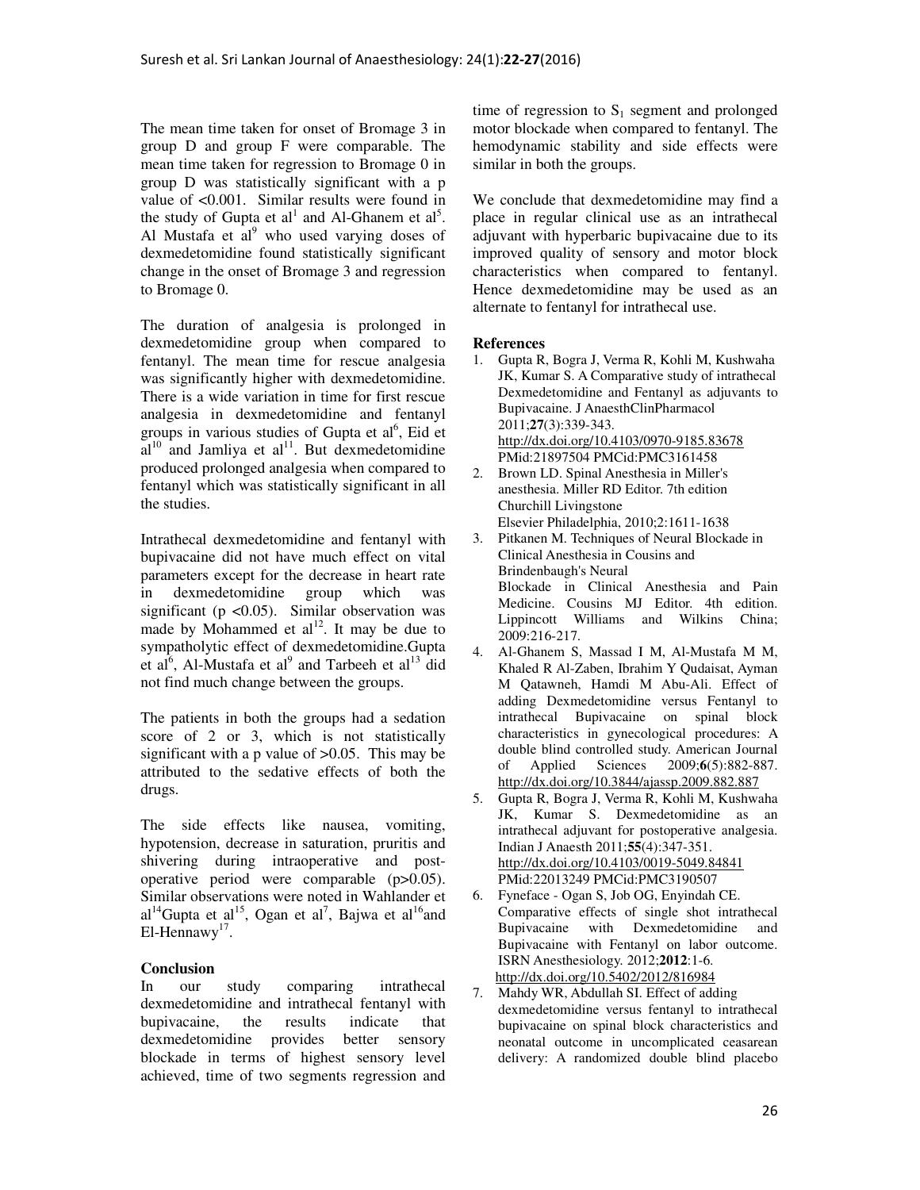The mean time taken for onset of Bromage 3 in group D and group F were comparable. The mean time taken for regression to Bromage 0 in group D was statistically significant with a p value of <0.001. Similar results were found in the study of Gupta et al[1] and Al-Ghanem et al[5]. Al Mustafa et al[9] who used varying doses of dexmedetomidine found statistically significant change in the onset of Bromage 3 and regression to Bromage 0.

The duration of analgesia is prolonged in dexmedetomidine group when compared to fentanyl. The mean time for rescue analgesia was significantly higher with dexmedetomidine. There is a wide variation in time for first rescue analgesia in dexmedetomidine and fentanyl groups in various studies of Gupta et al[6], Eid et al[10] and Jamliya et al[11]. But dexmedetomidine produced prolonged analgesia when compared to fentanyl which was statistically significant in all the studies.

Intrathecal dexmedetomidine and fentanyl with bupivacaine did not have much effect on vital parameters except for the decrease in heart rate in dexmedetomidine group which was significant (p <0.05). Similar observation was made by Mohammed et al[12]. It may be due to sympatholytic effect of dexmedetomidine.Gupta et al[6], Al-Mustafa et al[9] and Tarbeeh et al[13] did not find much change between the groups.

The patients in both the groups had a sedation score of 2 or 3, which is not statistically significant with a p value of >0.05. This may be attributed to the sedative effects of both the drugs.

The side effects like nausea, vomiting, hypotension, decrease in saturation, pruritis and shivering during intraoperative and post-operative period were comparable (p>0.05). Similar observations were noted in Wahlander et al[14]Gupta et al[15], Ogan et al[7], Bajwa et al[16]and El-Hennawy[17].

## Conclusion

In our study comparing intrathecal dexmedetomidine and intrathecal fentanyl with bupivacaine, the results indicate that dexmedetomidine provides better sensory blockade in terms of highest sensory level achieved, time of two segments regression and time of regression to $S_1$ segment and prolonged motor blockade when compared to fentanyl. The hemodynamic stability and side effects were similar in both the groups.

We conclude that dexmedetomidine may find a place in regular clinical use as an intrathecal adjuvant with hyperbaric bupivacaine due to its improved quality of sensory and motor block characteristics when compared to fentanyl. Hence dexmedetomidine may be used as an alternate to fentanyl for intrathecal use.

## References

1. Gupta R, Bogra J, Verma R, Kohli M, Kushwaha JK, Kumar S. A Comparative study of intrathecal Dexmedetomidine and Fentanyl as adjuvants to Bupivacaine. J AnaesthClinPharmacol 2011;**27**(3):339-343. http://dx.doi.org/10.4103/0970-9185.83678 PMid:21897504 PMCid:PMC3161458
2. Brown LD. Spinal Anesthesia in Miller's anesthesia. Miller RD Editor. 7th edition Churchill Livingstone Elsevier Philadelphia, 2010;2:1611-1638
3. Pitkanen M. Techniques of Neural Blockade in Clinical Anesthesia in Cousins and Brindenbaugh's Neural Blockade in Clinical Anesthesia and Pain Medicine. Cousins MJ Editor. 4th edition. Lippincott Williams and Wilkins China; 2009:216-217.
4. Al-Ghanem S, Massad I M, Al-Mustafa M M, Khaled R Al-Zaben, Ibrahim Y Qudaisat, Ayman M Qatawneh, Hamdi M Abu-Ali. Effect of adding Dexmedetomidine versus Fentanyl to intrathecal Bupivacaine on spinal block characteristics in gynecological procedures: A double blind controlled study. American Journal of Applied Sciences 2009;**6**(5):882-887. http://dx.doi.org/10.3844/ajassp.2009.882.887
5. Gupta R, Bogra J, Verma R, Kohli M, Kushwaha JK, Kumar S. Dexmedetomidine as an intrathecal adjuvant for postoperative analgesia. Indian J Anaesth 2011;**55**(4):347-351. http://dx.doi.org/10.4103/0019-5049.84841 PMid:22013249 PMCid:PMC3190507
6. Fyneface - Ogan S, Job OG, Enyindah CE. Comparative effects of single shot intrathecal Bupivacaine with Dexmedetomidine and Bupivacaine with Fentanyl on labor outcome. ISRN Anesthesiology. 2012;**2012**:1-6. http://dx.doi.org/10.5402/2012/816984
7. Mahdy WR, Abdullah SI. Effect of adding dexmedetomidine versus fentanyl to intrathecal bupivacaine on spinal block characteristics and neonatal outcome in uncomplicated ceasarean delivery: A randomized double blind placebo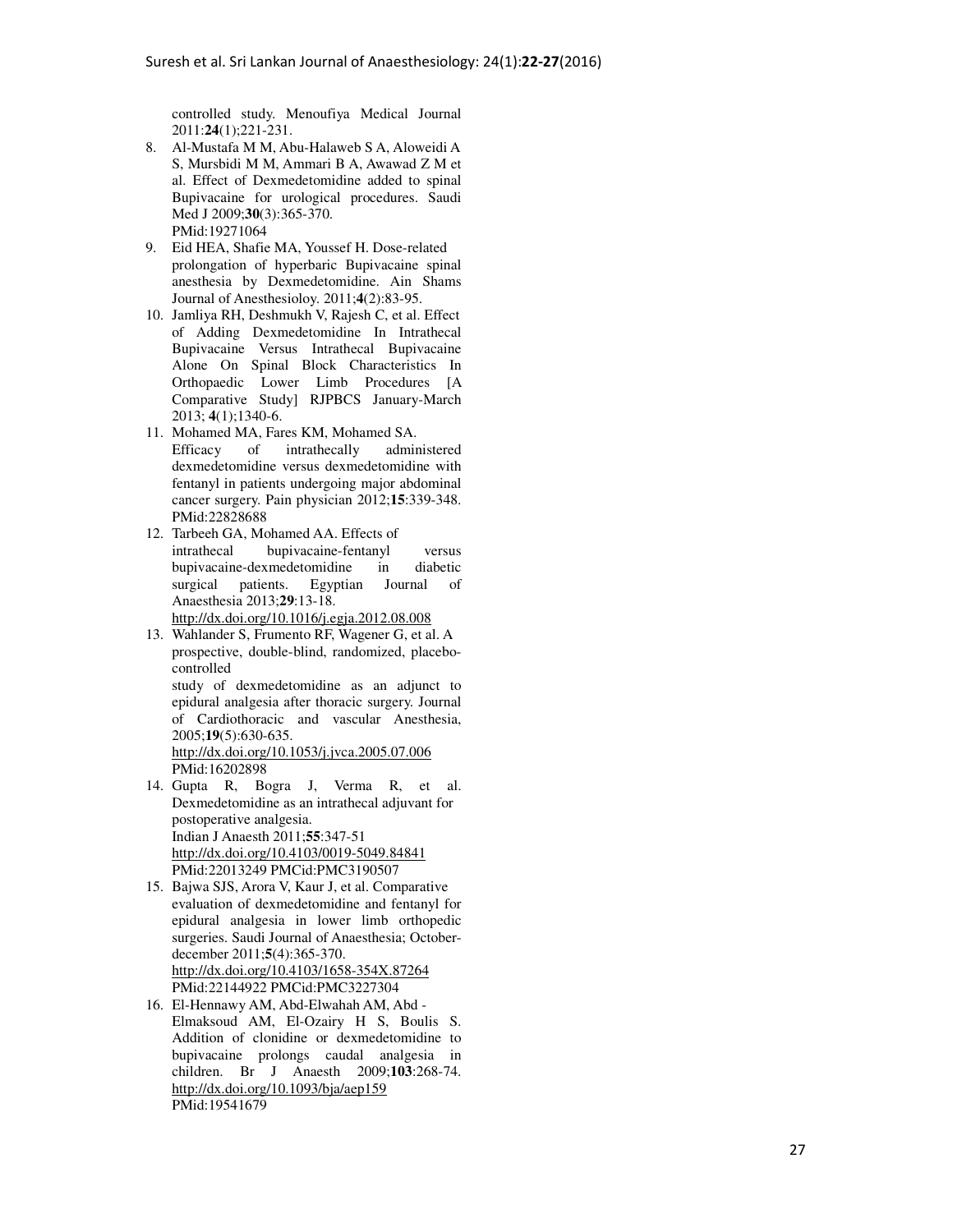controlled study. Menoufiya Medical Journal 2011:**24**(1);221-231.

8. Al-Mustafa M M, Abu-Halaweb S A, Aloweidi A S, Mursbidi M M, Ammari B A, Awawad Z M et al. Effect of Dexmedetomidine added to spinal Bupivacaine for urological procedures. Saudi Med J 2009;**30**(3):365-370. PMid:19271064
9. Eid HEA, Shafie MA, Youssef H. Dose-related prolongation of hyperbaric Bupivacaine spinal anesthesia by Dexmedetomidine. Ain Shams Journal of Anesthesioloy. 2011;**4**(2):83-95.
10. Jamliya RH, Deshmukh V, Rajesh C, et al. Effect of Adding Dexmedetomidine In Intrathecal Bupivacaine Versus Intrathecal Bupivacaine Alone On Spinal Block Characteristics In Orthopaedic Lower Limb Procedures [A Comparative Study] RJPBCS January-March 2013; **4**(1);1340-6.
11. Mohamed MA, Fares KM, Mohamed SA. Efficacy of intrathecally administered dexmedetomidine versus dexmedetomidine with fentanyl in patients undergoing major abdominal cancer surgery. Pain physician 2012;**15**:339-348. PMid:22828688
12. Tarbeeh GA, Mohamed AA. Effects of intrathecal bupivacaine-fentanyl versus bupivacaine-dexmedetomidine in diabetic surgical patients. Egyptian Journal of Anaesthesia 2013;**29**:13-18. http://dx.doi.org/10.1016/j.egja.2012.08.008
13. Wahlander S, Frumento RF, Wagener G, et al. A prospective, double-blind, randomized, placebo-controlled study of dexmedetomidine as an adjunct to epidural analgesia after thoracic surgery. Journal of Cardiothoracic and vascular Anesthesia, 2005;**19**(5):630-635. http://dx.doi.org/10.1053/j.jvca.2005.07.006 PMid:16202898
14. Gupta R, Bogra J, Verma R, et al. Dexmedetomidine as an intrathecal adjuvant for postoperative analgesia. Indian J Anaesth 2011;**55**:347-51 http://dx.doi.org/10.4103/0019-5049.84841 PMid:22013249 PMCid:PMC3190507
15. Bajwa SJS, Arora V, Kaur J, et al. Comparative evaluation of dexmedetomidine and fentanyl for epidural analgesia in lower limb orthopedic surgeries. Saudi Journal of Anaesthesia; October-december 2011;**5**(4):365-370. http://dx.doi.org/10.4103/1658-354X.87264 PMid:22144922 PMCid:PMC3227304
16. El-Hennawy AM, Abd-Elwahah AM, Abd - Elmaksoud AM, El-Ozairy H S, Boulis S. Addition of clonidine or dexmedetomidine to bupivacaine prolongs caudal analgesia in children. Br J Anaesth 2009;**103**:268-74. http://dx.doi.org/10.1093/bja/aep159 PMid:19541679